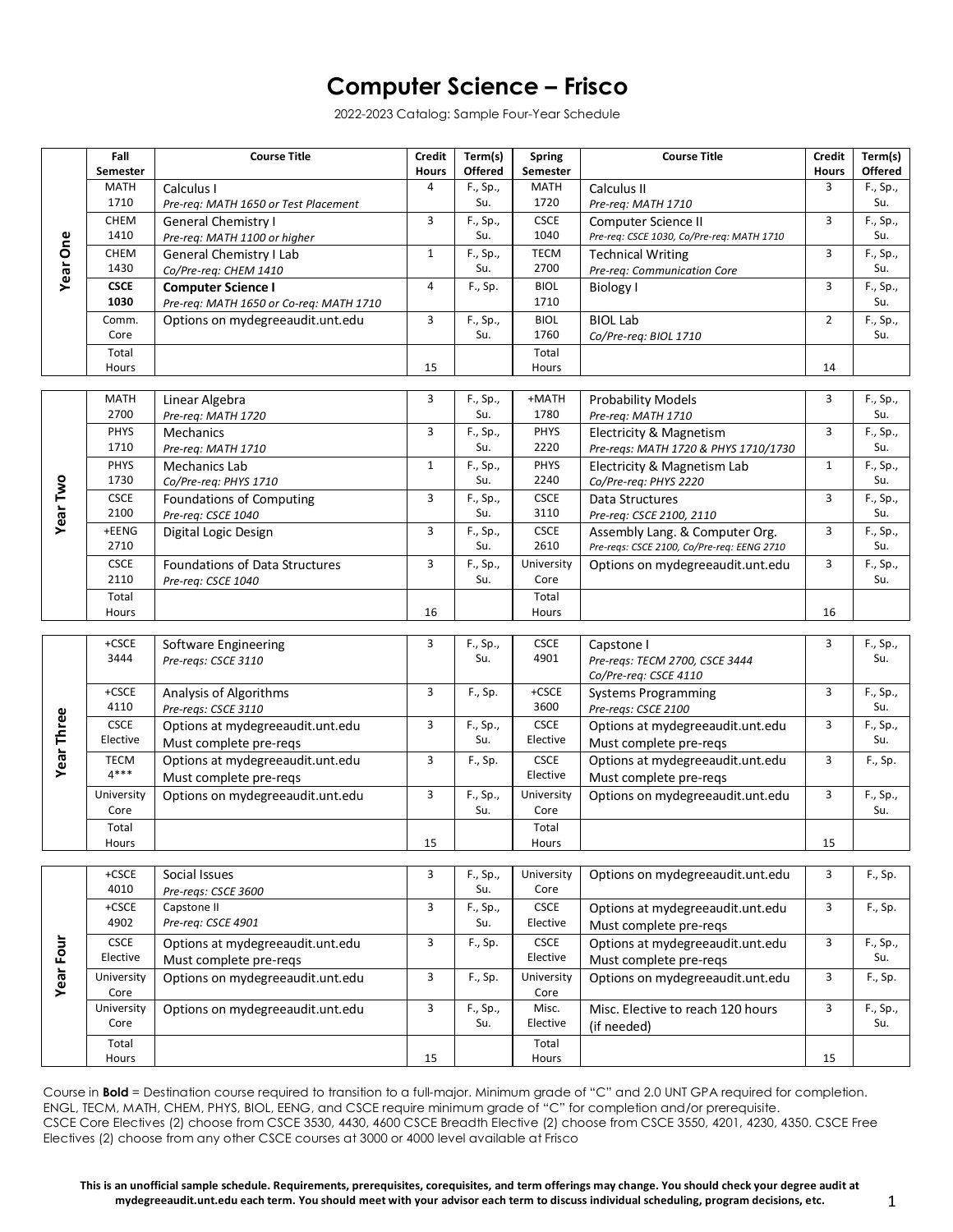# Computer Science – Frisco

2022-2023 Catalog: Sample Four-Year Schedule

| Year | Fall Semester | Course Title | Credit Hours | Term(s) Offered | Spring Semester | Course Title | Credit Hours | Term(s) Offered |
|---|---|---|---|---|---|---|---|---|
| Year One | MATH 1710 | Calculus I<br>*Pre-req: MATH 1650 or Test Placement* | 4 | F., Sp., Su. | MATH 1720 | Calculus II<br>*Pre-req: MATH 1710* | 3 | F., Sp., Su. |
| | CHEM 1410 | General Chemistry I<br>*Pre-req: MATH 1100 or higher* | 3 | F., Sp., Su. | CSCE 1040 | Computer Science II<br>*Pre-req: CSCE 1030, Co/Pre-req: MATH 1710* | 3 | F., Sp., Su. |
| | CHEM 1430 | General Chemistry I Lab<br>*Co/Pre-req: CHEM 1410* | 1 | F., Sp., Su. | TECM 2700 | Technical Writing<br>*Pre-req: Communication Core* | 3 | F., Sp., Su. |
| | **CSCE 1030** | **Computer Science I**<br>*Pre-req: MATH 1650 or Co-req: MATH 1710* | 4 | F., Sp. | BIOL 1710 | Biology I | 3 | F., Sp., Su. |
| | Comm. Core | Options on mydegreeaudit.unt.edu | 3 | F., Sp., Su. | BIOL 1760 | BIOL Lab<br>*Co/Pre-req: BIOL 1710* | 2 | F., Sp., Su. |
| | Total Hours | | 15 | | Total Hours | | 14 | |
| Year Two | MATH 2700 | Linear Algebra<br>*Pre-req: MATH 1720* | 3 | F., Sp., Su. | +MATH 1780 | Probability Models<br>*Pre-req: MATH 1710* | 3 | F., Sp., Su. |
| | PHYS 1710 | Mechanics<br>*Pre-req: MATH 1710* | 3 | F., Sp., Su. | PHYS 2220 | Electricity & Magnetism<br>*Pre-reqs: MATH 1720 & PHYS 1710/1730* | 3 | F., Sp., Su. |
| | PHYS 1730 | Mechanics Lab<br>*Co/Pre-req: PHYS 1710* | 1 | F., Sp., Su. | PHYS 2240 | Electricity & Magnetism Lab<br>*Co/Pre-req: PHYS 2220* | 1 | F., Sp., Su. |
| | CSCE 2100 | Foundations of Computing<br>*Pre-req: CSCE 1040* | 3 | F., Sp., Su. | CSCE 3110 | Data Structures<br>*Pre-req: CSCE 2100, 2110* | 3 | F., Sp., Su. |
| | +EENG 2710 | Digital Logic Design | 3 | F., Sp., Su. | CSCE 2610 | Assembly Lang. & Computer Org.<br>*Pre-reqs: CSCE 2100, Co/Pre-req: EENG 2710* | 3 | F., Sp., Su. |
| | CSCE 2110 | Foundations of Data Structures<br>*Pre-req: CSCE 1040* | 3 | F., Sp., Su. | University Core | Options on mydegreeaudit.unt.edu | 3 | F., Sp., Su. |
| | Total Hours | | 16 | | Total Hours | | 16 | |
| Year Three | +CSCE 3444 | Software Engineering<br>*Pre-reqs: CSCE 3110* | 3 | F., Sp., Su. | CSCE 4901 | Capstone I<br>*Pre-reqs: TECM 2700, CSCE 3444*<br>*Co/Pre-req: CSCE 4110* | 3 | F., Sp., Su. |
| | +CSCE 4110 | Analysis of Algorithms<br>*Pre-reqs: CSCE 3110* | 3 | F., Sp. | +CSCE 3600 | Systems Programming<br>*Pre-reqs: CSCE 2100* | 3 | F., Sp., Su. |
| | CSCE Elective | Options at mydegreeaudit.unt.edu<br>Must complete pre-reqs | 3 | F., Sp., Su. | CSCE Elective | Options at mydegreeaudit.unt.edu<br>Must complete pre-reqs | 3 | F., Sp., Su. |
| | TECM 4*** | Options at mydegreeaudit.unt.edu<br>Must complete pre-reqs | 3 | F., Sp. | CSCE Elective | Options at mydegreeaudit.unt.edu<br>Must complete pre-reqs | 3 | F., Sp. |
| | University Core | Options on mydegreeaudit.unt.edu | 3 | F., Sp., Su. | University Core | Options on mydegreeaudit.unt.edu | 3 | F., Sp., Su. |
| | Total Hours | | 15 | | Total Hours | | 15 | |
| Year Four | +CSCE 4010 | Social Issues<br>*Pre-reqs: CSCE 3600* | 3 | F., Sp., Su. | University Core | Options on mydegreeaudit.unt.edu | 3 | F., Sp. |
| | +CSCE 4902 | Capstone II<br>*Pre-req: CSCE 4901* | 3 | F., Sp., Su. | CSCE Elective | Options at mydegreeaudit.unt.edu<br>Must complete pre-reqs | 3 | F., Sp. |
| | CSCE Elective | Options at mydegreeaudit.unt.edu<br>Must complete pre-reqs | 3 | F., Sp. | CSCE Elective | Options at mydegreeaudit.unt.edu<br>Must complete pre-reqs | 3 | F., Sp., Su. |
| | University Core | Options on mydegreeaudit.unt.edu | 3 | F., Sp. | University Core | Options on mydegreeaudit.unt.edu | 3 | F., Sp. |
| | University Core | Options on mydegreeaudit.unt.edu | 3 | F., Sp., Su. | Misc. Elective | Misc. Elective to reach 120 hours (if needed) | 3 | F., Sp., Su. |
| | Total Hours | | 15 | | Total Hours | | 15 | |

Course in **Bold** = Destination course required to transition to a full-major. Minimum grade of "C" and 2.0 UNT GPA required for completion. ENGL, TECM, MATH, CHEM, PHYS, BIOL, EENG, and CSCE require minimum grade of "C" for completion and/or prerequisite. CSCE Core Electives (2) choose from CSCE 3530, 4430, 4600 CSCE Breadth Elective (2) choose from CSCE 3550, 4201, 4230, 4350. CSCE Free Electives (2) choose from any other CSCE courses at 3000 or 4000 level available at Frisco

**This is an unofficial sample schedule. Requirements, prerequisites, corequisites, and term offerings may change. You should check your degree audit at mydegreeaudit.unt.edu each term. You should meet with your advisor each term to discuss individual scheduling, program decisions, etc.**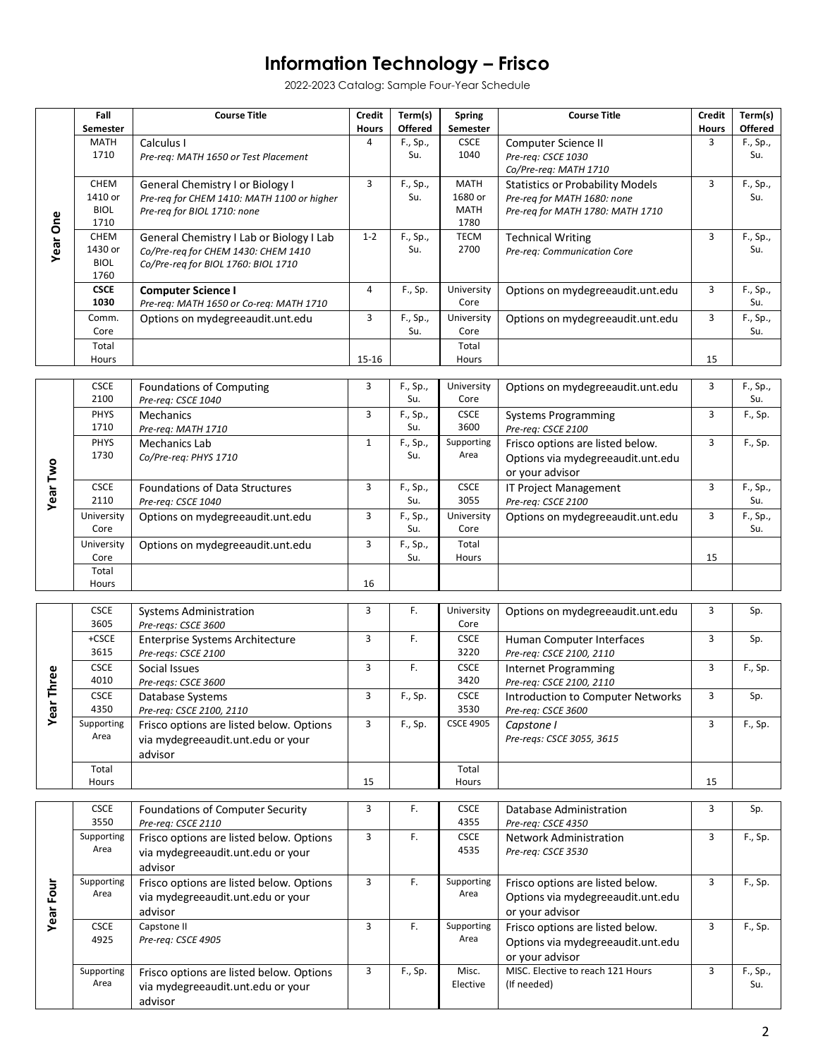# Information Technology – Frisco

2022-2023 Catalog: Sample Four-Year Schedule

| | Fall Semester | Course Title | Credit Hours | Term(s) Offered | Spring Semester | Course Title | Credit Hours | Term(s) Offered |
|---|---|---|---|---|---|---|---|---|
| **Year One** | MATH 1710 | Calculus I<br>*Pre-req: MATH 1650 or Test Placement* | 4 | F., Sp., Su. | CSCE 1040 | Computer Science II<br>*Pre-req: CSCE 1030*<br>*Co/Pre-req: MATH 1710* | 3 | F., Sp., Su. |
| | CHEM 1410 or BIOL 1710 | General Chemistry I or Biology I<br>*Pre-req for CHEM 1410: MATH 1100 or higher*<br>*Pre-req for BIOL 1710: none* | 3 | F., Sp., Su. | MATH 1680 or MATH 1780 | Statistics or Probability Models<br>*Pre-req for MATH 1680: none*<br>*Pre-req for MATH 1780: MATH 1710* | 3 | F., Sp., Su. |
| | CHEM 1430 or BIOL 1760 | General Chemistry I Lab or Biology I Lab<br>*Co/Pre-req for CHEM 1430: CHEM 1410*<br>*Co/Pre-req for BIOL 1760: BIOL 1710* | 1-2 | F., Sp., Su. | TECM 2700 | Technical Writing<br>*Pre-req: Communication Core* | 3 | F., Sp., Su. |
| | **CSCE 1030** | **Computer Science I**<br>*Pre-req: MATH 1650 or Co-req: MATH 1710* | 4 | F., Sp | University Core | Options on mydegreeaudit.unt.edu | 3 | F., Sp., Su. |
| | Comm. Core | Options on mydegreeaudit.unt.edu | 3 | F., Sp., Su. | University Core | Options on mydegreeaudit.unt.edu | 3 | F., Sp., Su. |
| | Total Hours | | 15-16 | | Total Hours | | 15 | |

| | Fall Semester | Course Title | Credit Hours | Term(s) Offered | Spring Semester | Course Title | Credit Hours | Term(s) Offered |
|---|---|---|---|---|---|---|---|---|
| **Year Two** | CSCE 2100 | Foundations of Computing<br>*Pre-req: CSCE 1040* | 3 | F., Sp., Su. | University Core | Options on mydegreeaudit.unt.edu | 3 | F., Sp., Su. |
| | PHYS 1710 | Mechanics<br>*Pre-req: MATH 1710* | 3 | F., Sp., Su. | CSCE 3600 | Systems Programming<br>*Pre-req: CSCE 2100* | 3 | F., Sp. |
| | PHYS 1730 | Mechanics Lab<br>*Co/Pre-req: PHYS 1710* | 1 | F., Sp., Su. | Supporting Area | Frisco options are listed below. Options via mydegreeaudit.unt.edu or your advisor | 3 | F., Sp. |
| | CSCE 2110 | Foundations of Data Structures<br>*Pre-req: CSCE 1040* | 3 | F., Sp., Su. | CSCE 3055 | IT Project Management<br>*Pre-req: CSCE 2100* | 3 | F., Sp., Su. |
| | University Core | Options on mydegreeaudit.unt.edu | 3 | F., Sp., Su. | University Core | Options on mydegreeaudit.unt.edu | 3 | F., Sp., Su. |
| | University Core | Options on mydegreeaudit.unt.edu | 3 | F., Sp., Su. | Total Hours | | 15 | |
| | Total Hours | | 16 | | | | | |

| | Fall Semester | Course Title | Credit Hours | Term(s) Offered | Spring Semester | Course Title | Credit Hours | Term(s) Offered |
|---|---|---|---|---|---|---|---|---|
| **Year Three** | CSCE 3605 | Systems Administration<br>*Pre-reqs: CSCE 3600* | 3 | F. | University Core | Options on mydegreeaudit.unt.edu | 3 | Sp. |
| | +CSCE 3615 | Enterprise Systems Architecture<br>*Pre-reqs: CSCE 2100* | 3 | F. | CSCE 3220 | Human Computer Interfaces<br>*Pre-req: CSCE 2100, 2110* | 3 | Sp. |
| | CSCE 4010 | Social Issues<br>*Pre-reqs: CSCE 3600* | 3 | F. | CSCE 3420 | Internet Programming<br>*Pre-req: CSCE 2100, 2110* | 3 | F., Sp. |
| | CSCE 4350 | Database Systems<br>*Pre-req: CSCE 2100, 2110* | 3 | F., Sp. | CSCE 3530 | Introduction to Computer Networks<br>*Pre-req: CSCE 3600* | 3 | Sp. |
| | Supporting Area | Frisco options are listed below. Options via mydegreeaudit.unt.edu or your advisor | 3 | F., Sp. | CSCE 4905 | *Capstone I*<br>*Pre-reqs: CSCE 3055, 3615* | 3 | F., Sp. |
| | Total Hours | | 15 | | Total Hours | | 15 | |

| | Fall Semester | Course Title | Credit Hours | Term(s) Offered | Spring Semester | Course Title | Credit Hours | Term(s) Offered |
|---|---|---|---|---|---|---|---|---|
| **Year Four** | CSCE 3550 | Foundations of Computer Security<br>*Pre-req: CSCE 2110* | 3 | F. | CSCE 4355 | Database Administration<br>*Pre-req: CSCE 4350* | 3 | Sp. |
| | Supporting Area | Frisco options are listed below. Options via mydegreeaudit.unt.edu or your advisor | 3 | F. | CSCE 4535 | Network Administration<br>*Pre-req: CSCE 3530* | 3 | F., Sp. |
| | Supporting Area | Frisco options are listed below. Options via mydegreeaudit.unt.edu or your advisor | 3 | F. | Supporting Area | Frisco options are listed below. Options via mydegreeaudit.unt.edu or your advisor | 3 | F., Sp. |
| | CSCE 4925 | Capstone II<br>*Pre-req: CSCE 4905* | 3 | F. | Supporting Area | Frisco options are listed below. Options via mydegreeaudit.unt.edu or your advisor | 3 | F., Sp. |
| | Supporting Area | Frisco options are listed below. Options via mydegreeaudit.unt.edu or your advisor | 3 | F., Sp. | Misc. Elective | MISC. Elective to reach 121 Hours (If needed) | 3 | F., Sp., Su. |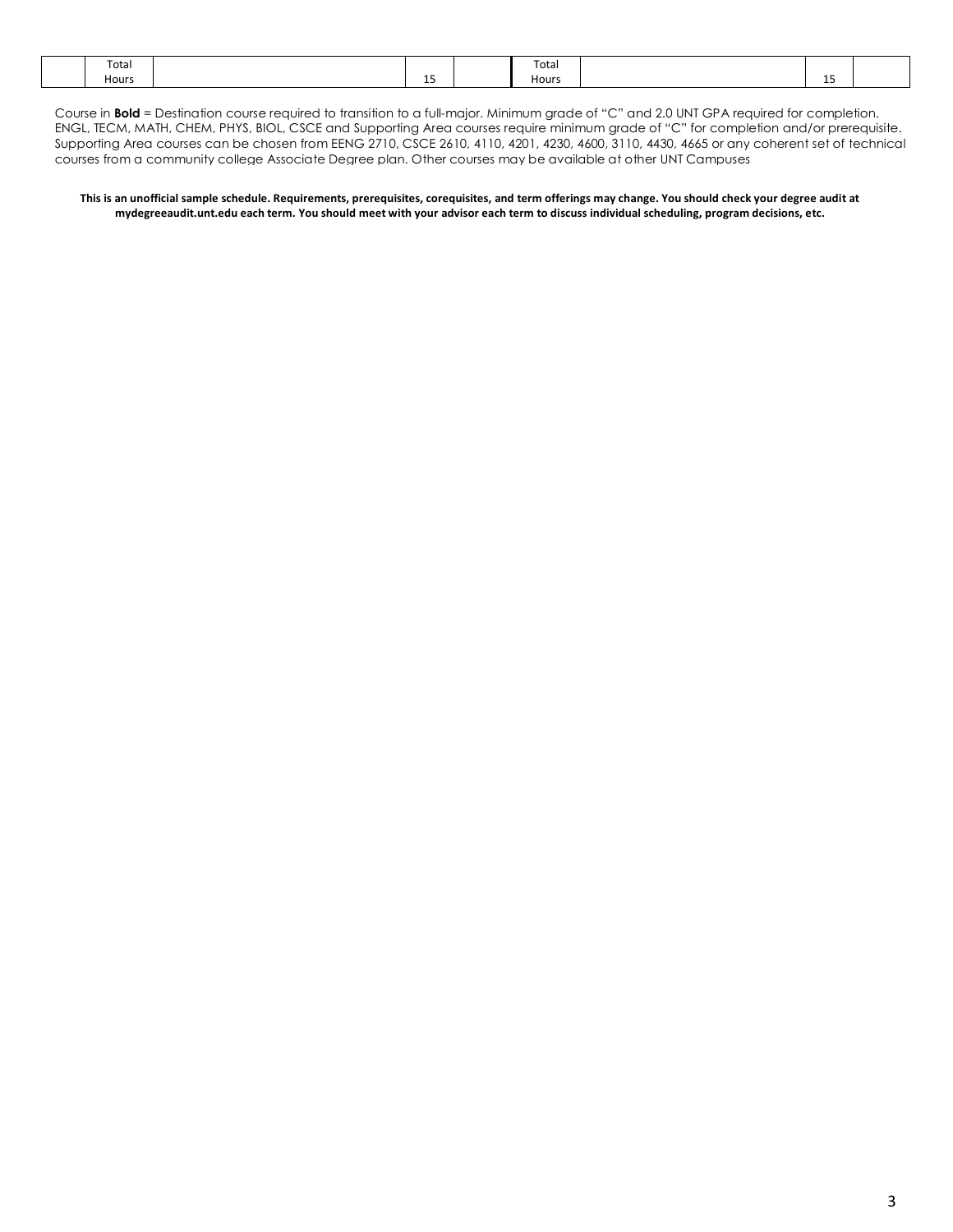| | | | | | | | |
|---|---|---|---|---|---|---|---|
| | Total Hours | | 15 | | Total Hours | | 15 |

Course in **Bold** = Destination course required to transition to a full-major. Minimum grade of "C" and 2.0 UNT GPA required for completion. ENGL, TECM, MATH, CHEM, PHYS, BIOL, CSCE and Supporting Area courses require minimum grade of "C" for completion and/or prerequisite. Supporting Area courses can be chosen from EENG 2710, CSCE 2610, 4110, 4201, 4230, 4600, 3110, 4430, 4665 or any coherent set of technical courses from a community college Associate Degree plan. Other courses may be available at other UNT Campuses

**This is an unofficial sample schedule. Requirements, prerequisites, corequisites, and term offerings may change. You should check your degree audit at mydegreeaudit.unt.edu each term. You should meet with your advisor each term to discuss individual scheduling, program decisions, etc.**